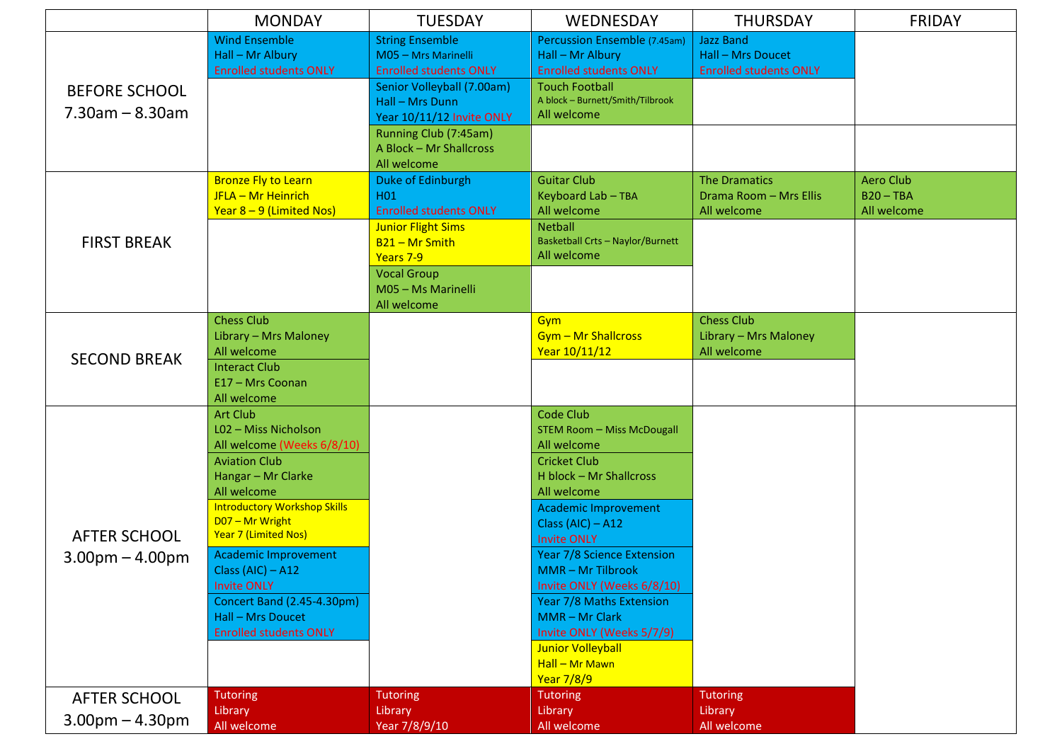| | MONDAY | TUESDAY | WEDNESDAY | THURSDAY | FRIDAY |
|---|---|---|---|---|---|
| BEFORE SCHOOL 7.30am – 8.30am | Wind Ensemble<br>Hall – Mr Albury<br>Enrolled students ONLY | String Ensemble<br>M05 – Mrs Marinelli<br>Enrolled students ONLY | Percussion Ensemble (7.45am)<br>Hall – Mr Albury<br>Enrolled students ONLY | Jazz Band<br>Hall – Mrs Doucet<br>Enrolled students ONLY | |
| | | Senior Volleyball (7.00am)<br>Hall – Mrs Dunn<br>Year 10/11/12 Invite ONLY | Touch Football<br>A block – Burnett/Smith/Tilbrook<br>All welcome | | |
| | | Running Club (7:45am)<br>A Block – Mr Shallcross<br>All welcome | | | |
| FIRST BREAK | Bronze Fly to Learn<br>JFLA – Mr Heinrich<br>Year 8 – 9 (Limited Nos) | Duke of Edinburgh<br>H01<br>Enrolled students ONLY | Guitar Club<br>Keyboard Lab – TBA<br>All welcome | The Dramatics<br>Drama Room – Mrs Ellis<br>All welcome | Aero Club<br>B20 – TBA<br>All welcome |
| | | Junior Flight Sims<br>B21 – Mr Smith<br>Years 7-9 | Netball<br>Basketball Crts – Naylor/Burnett<br>All welcome | | |
| | | Vocal Group<br>M05 – Ms Marinelli<br>All welcome | | | |
| SECOND BREAK | Chess Club<br>Library – Mrs Maloney<br>All welcome | | Gym<br>Gym – Mr Shallcross<br>Year 10/11/12 | Chess Club<br>Library – Mrs Maloney<br>All welcome | |
| | Interact Club<br>E17 – Mrs Coonan<br>All welcome | | | | |
| AFTER SCHOOL 3.00pm – 4.00pm | Art Club<br>L02 – Miss Nicholson<br>All welcome (Weeks 6/8/10) | | Code Club<br>STEM Room – Miss McDougall<br>All welcome | | |
| | Aviation Club<br>Hangar – Mr Clarke<br>All welcome | | Cricket Club<br>H block – Mr Shallcross<br>All welcome | | |
| | Introductory Workshop Skills<br>D07 – Mr Wright<br>Year 7 (Limited Nos) | | Academic Improvement Class (AIC) – A12<br>Invite ONLY | | |
| | Academic Improvement Class (AIC) – A12<br>Invite ONLY | | Year 7/8 Science Extension<br>MMR – Mr Tilbrook<br>Invite ONLY (Weeks 6/8/10) | | |
| | Concert Band (2.45-4.30pm)<br>Hall – Mrs Doucet<br>Enrolled students ONLY | | Year 7/8 Maths Extension<br>MMR – Mr Clark<br>Invite ONLY (Weeks 5/7/9) | | |
| | | | Junior Volleyball<br>Hall – Mr Mawn<br>Year 7/8/9 | | |
| AFTER SCHOOL 3.00pm – 4.30pm | Tutoring<br>Library<br>All welcome | Tutoring<br>Library<br>Year 7/8/9/10 | Tutoring<br>Library<br>All welcome | Tutoring<br>Library<br>All welcome | |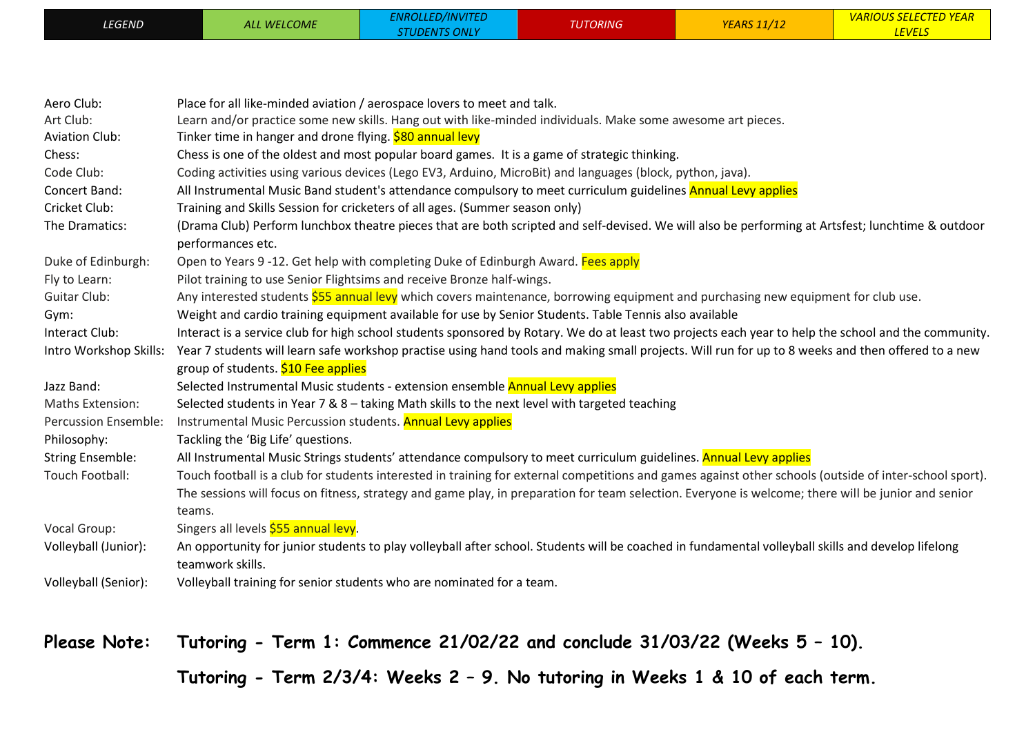| LEGEND | ALL WELCOME | ENROLLED/INVITED STUDENTS ONLY | TUTORING | YEARS 11/12 | VARIOUS SELECTED YEAR LEVELS |
|---|---|---|---|---|---|

| | |
|---|---|
| Aero Club: | Place for all like-minded aviation / aerospace lovers to meet and talk. |
| Art Club: | Learn and/or practice some new skills. Hang out with like-minded individuals. Make some awesome art pieces. |
| Aviation Club: | Tinker time in hanger and drone flying. $80 annual levy |
| Chess: | Chess is one of the oldest and most popular board games. It is a game of strategic thinking. |
| Code Club: | Coding activities using various devices (Lego EV3, Arduino, MicroBit) and languages (block, python, java). |
| Concert Band: | All Instrumental Music Band student's attendance compulsory to meet curriculum guidelines Annual Levy applies |
| Cricket Club: | Training and Skills Session for cricketers of all ages. (Summer season only) |
| The Dramatics: | (Drama Club) Perform lunchbox theatre pieces that are both scripted and self-devised. We will also be performing at Artsfest; lunchtime & outdoor performances etc. |
| Duke of Edinburgh: | Open to Years 9 -12. Get help with completing Duke of Edinburgh Award. Fees apply |
| Fly to Learn: | Pilot training to use Senior Flightsims and receive Bronze half-wings. |
| Guitar Club: | Any interested students $55 annual levy which covers maintenance, borrowing equipment and purchasing new equipment for club use. |
| Gym: | Weight and cardio training equipment available for use by Senior Students. Table Tennis also available |
| Interact Club: | Interact is a service club for high school students sponsored by Rotary. We do at least two projects each year to help the school and the community. |
| Intro Workshop Skills: | Year 7 students will learn safe workshop practise using hand tools and making small projects. Will run for up to 8 weeks and then offered to a new group of students. $10 Fee applies |
| Jazz Band: | Selected Instrumental Music students - extension ensemble Annual Levy applies |
| Maths Extension: | Selected students in Year 7 & 8 – taking Math skills to the next level with targeted teaching |
| Percussion Ensemble: | Instrumental Music Percussion students. Annual Levy applies |
| Philosophy: | Tackling the 'Big Life' questions. |
| String Ensemble: | All Instrumental Music Strings students' attendance compulsory to meet curriculum guidelines. Annual Levy applies |
| Touch Football: | Touch football is a club for students interested in training for external competitions and games against other schools (outside of inter-school sport). The sessions will focus on fitness, strategy and game play, in preparation for team selection. Everyone is welcome; there will be junior and senior teams. |
| Vocal Group: | Singers all levels $55 annual levy. |
| Volleyball (Junior): | An opportunity for junior students to play volleyball after school. Students will be coached in fundamental volleyball skills and develop lifelong teamwork skills. |
| Volleyball (Senior): | Volleyball training for senior students who are nominated for a team. |

**Please Note: Tutoring - Term 1: Commence 21/02/22 and conclude 31/03/22 (Weeks 5 – 10).**

**Tutoring - Term 2/3/4: Weeks 2 – 9. No tutoring in Weeks 1 & 10 of each term.**